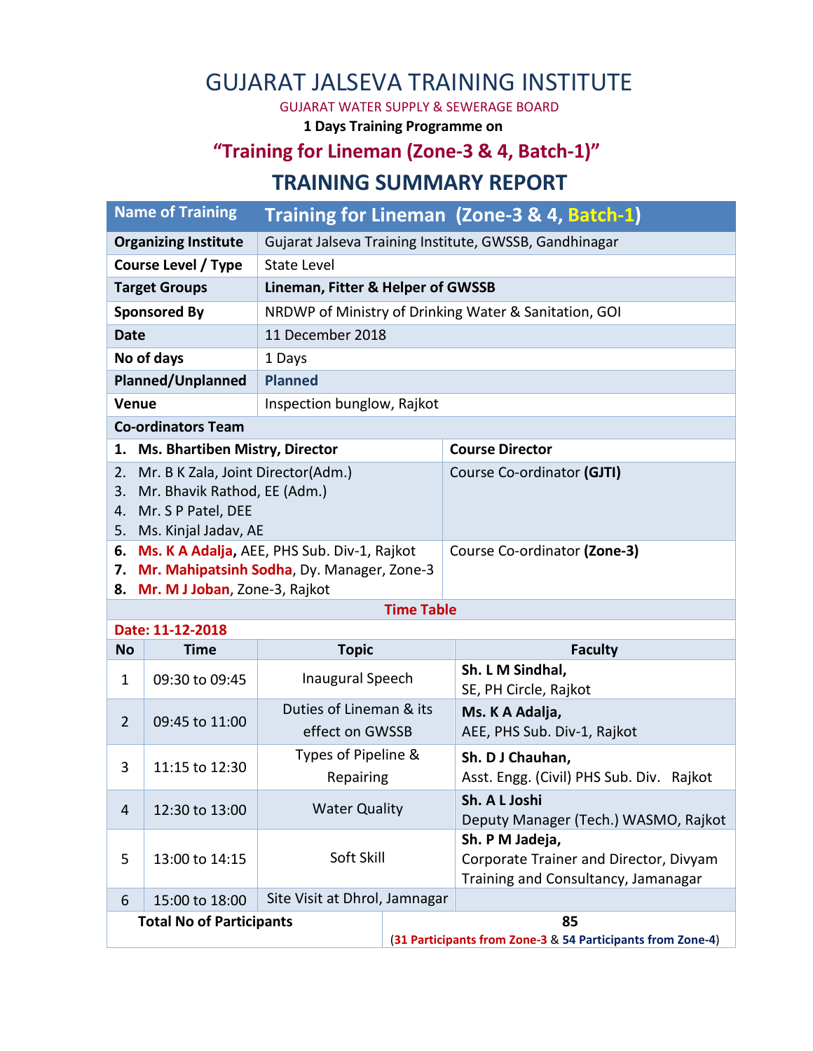# GUJARAT JALSEVA TRAINING INSTITUTE

GUJARAT WATER SUPPLY & SEWERAGE BOARD

**1 Days Training Programme on**

## "Training for Lineman (Zone-3 & 4, Batch-1)"

## TRAINING SUMMARY REPORT

| Name of Training | Training for Lineman (Zone-3 & 4, Batch-1) |
|---|---|
| **Organizing Institute** | Gujarat Jalseva Training Institute, GWSSB, Gandhinagar |
| **Course Level / Type** | State Level |
| **Target Groups** | **Lineman, Fitter & Helper of GWSSB** |
| **Sponsored By** | NRDWP of Ministry of Drinking Water & Sanitation, GOI |
| **Date** | 11 December 2018 |
| **No of days** | 1 Days |
| **Planned/Unplanned** | **Planned** |
| **Venue** | Inspection bunglow, Rajkot |

**Co-ordinators Team**

| Name | Role |
|---|---|
| 1. **Ms. Bhartiben Mistry, Director** | **Course Director** |
| 2. Mr. B K Zala, Joint Director(Adm.)<br>3. Mr. Bhavik Rathod, EE (Adm.)<br>4. Mr. S P Patel, DEE<br>5. Ms. Kinjal Jadav, AE | Course Co-ordinator **(GJTI)** |
| 6. **Ms. K A Adalja**, AEE, PHS Sub. Div-1, Rajkot<br>7. **Mr. Mahipatsinh Sodha**, Dy. Manager, Zone-3<br>8. **Mr. M J Joban**, Zone-3, Rajkot | Course Co-ordinator **(Zone-3)** |

**Time Table**

**Date: 11-12-2018**

| No | Time | Topic | Faculty |
|---|---|---|---|
| 1 | 09:30 to 09:45 | Inaugural Speech | **Sh. L M Sindhal,**<br>SE, PH Circle, Rajkot |
| 2 | 09:45 to 11:00 | Duties of Lineman & its effect on GWSSB | **Ms. K A Adalja,**<br>AEE, PHS Sub. Div-1, Rajkot |
| 3 | 11:15 to 12:30 | Types of Pipeline & Repairing | **Sh. D J Chauhan,**<br>Asst. Engg. (Civil) PHS Sub. Div. Rajkot |
| 4 | 12:30 to 13:00 | Water Quality | **Sh. A L Joshi**<br>Deputy Manager (Tech.) WASMO, Rajkot |
| 5 | 13:00 to 14:15 | Soft Skill | **Sh. P M Jadeja,**<br>Corporate Trainer and Director, Divyam Training and Consultancy, Jamanagar |
| 6 | 15:00 to 18:00 | Site Visit at Dhrol, Jamnagar | |

| **Total No of Participants** | **85**<br>(**31 Participants from Zone-3** & **54 Participants from Zone-4**) |
|---|---|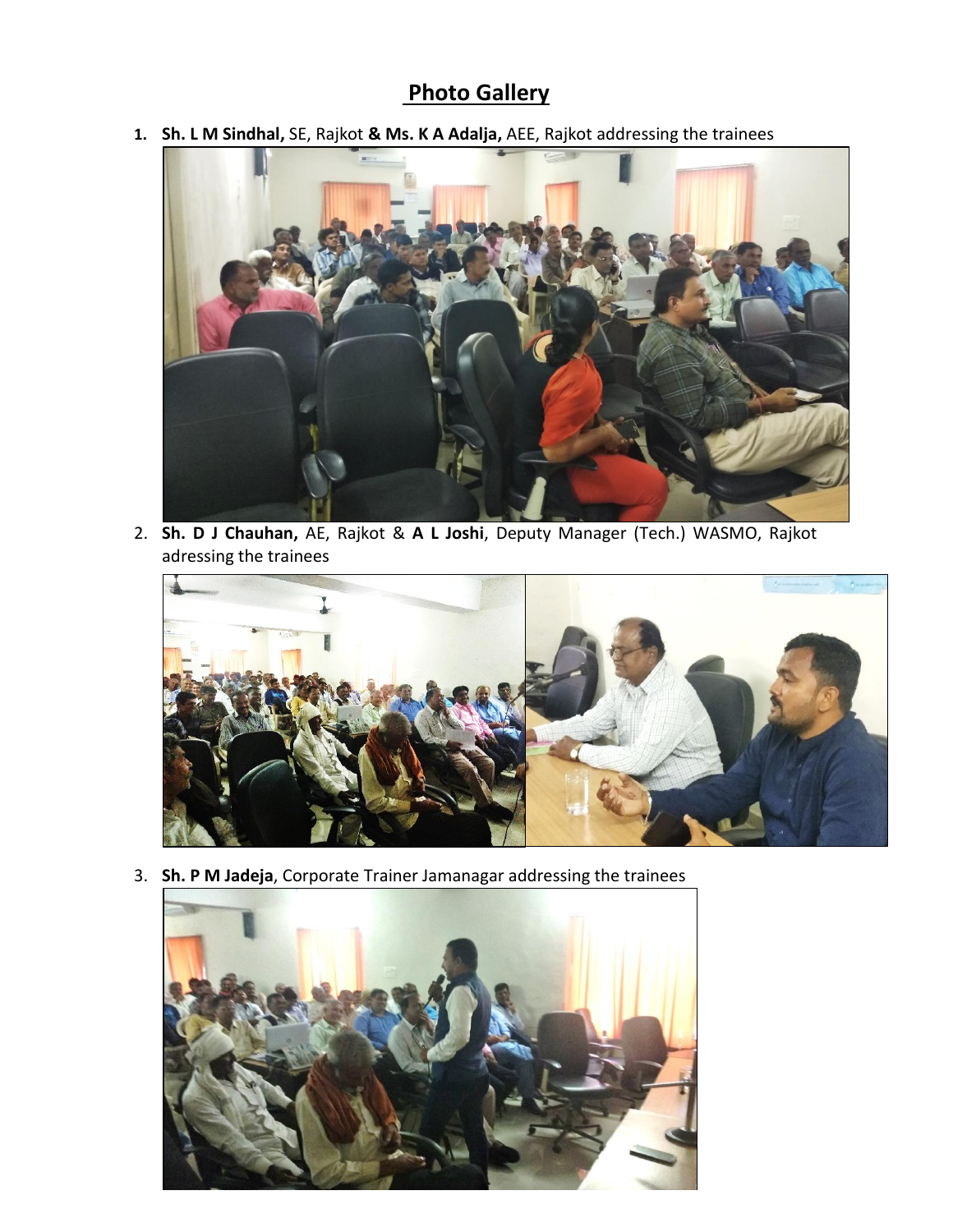# Photo Gallery

1. **Sh. L M Sindhal,** SE, Rajkot **& Ms. K A Adalja,** AEE, Rajkot addressing the trainees

2. **Sh. D J Chauhan,** AE, Rajkot & **A L Joshi**, Deputy Manager (Tech.) WASMO, Rajkot adressing the trainees

3. **Sh. P M Jadeja**, Corporate Trainer Jamanagar addressing the trainees